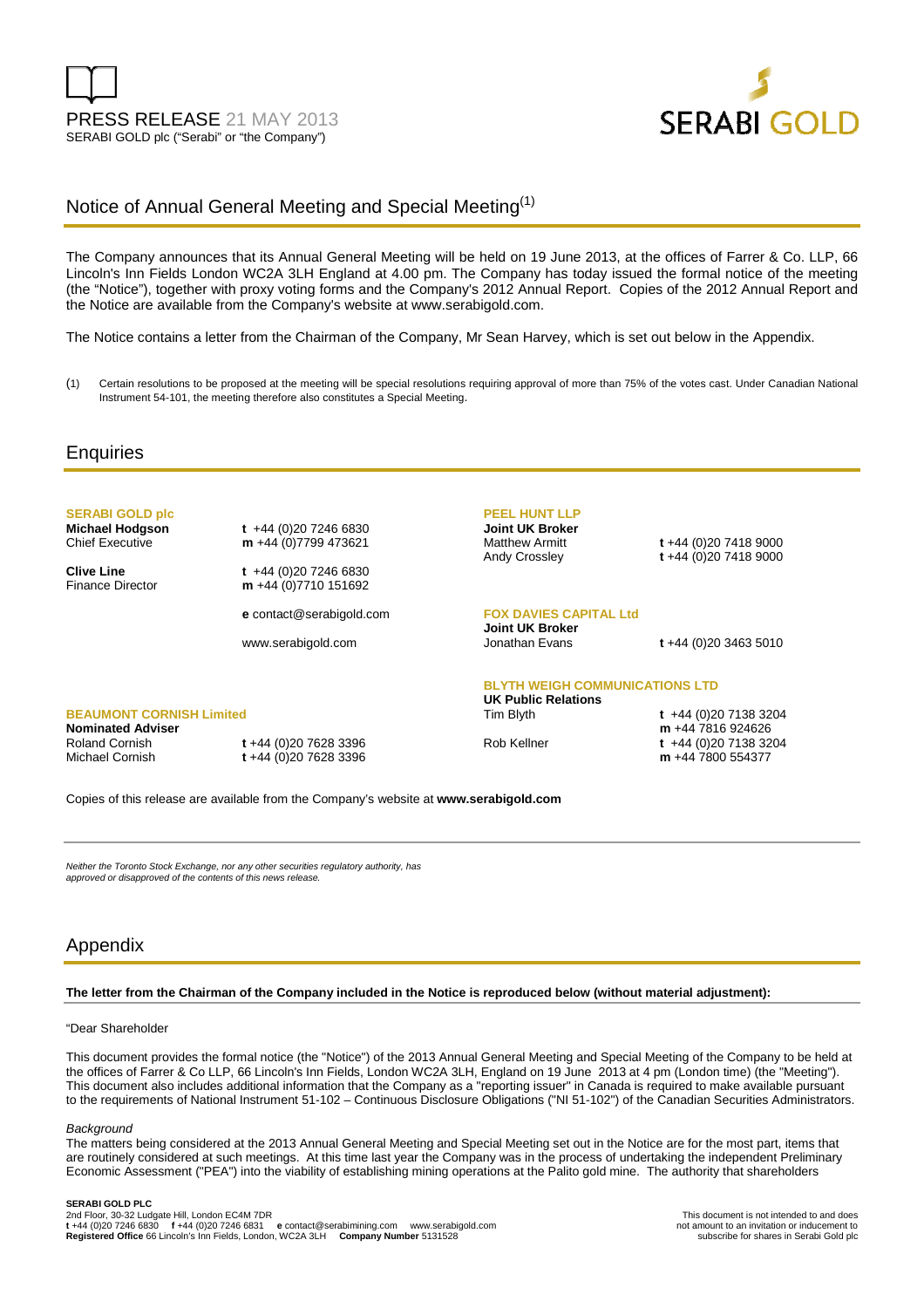PRESS RELEASE 21 MAY 2013
SERABI GOLD plc ("Serabi" or "the Company")

SERABI GOLD

## Notice of Annual General Meeting and Special Meeting(1)

The Company announces that its Annual General Meeting will be held on 19 June 2013, at the offices of Farrer & Co. LLP, 66 Lincoln's Inn Fields London WC2A 3LH England at 4.00 pm. The Company has today issued the formal notice of the meeting (the "Notice"), together with proxy voting forms and the Company's 2012 Annual Report. Copies of the 2012 Annual Report and the Notice are available from the Company's website at www.serabigold.com.

The Notice contains a letter from the Chairman of the Company, Mr Sean Harvey, which is set out below in the Appendix.

(1) Certain resolutions to be proposed at the meeting will be special resolutions requiring approval of more than 75% of the votes cast. Under Canadian National Instrument 54-101, the meeting therefore also constitutes a Special Meeting.

## Enquiries

**SERABI GOLD plc**
**Michael Hodgson** t +44 (0)20 7246 6830
Chief Executive m +44 (0)7799 473621

**Clive Line** t +44 (0)20 7246 6830
Finance Director m +44 (0)7710 151692

e contact@serabigold.com

www.serabigold.com

**BEAUMONT CORNISH Limited**
**Nominated Adviser**
Roland Cornish t +44 (0)20 7628 3396
Michael Cornish t +44 (0)20 7628 3396

**PEEL HUNT LLP**
**Joint UK Broker**
Matthew Armitt t +44 (0)20 7418 9000
Andy Crossley t +44 (0)20 7418 9000

**FOX DAVIES CAPITAL Ltd**
**Joint UK Broker**
Jonathan Evans t +44 (0)20 3463 5010

**BLYTH WEIGH COMMUNICATIONS LTD**
**UK Public Relations**
Tim Blyth t +44 (0)20 7138 3204
m +44 7816 924626
Rob Kellner t +44 (0)20 7138 3204
m +44 7800 554377

Copies of this release are available from the Company's website at **www.serabigold.com**

*Neither the Toronto Stock Exchange, nor any other securities regulatory authority, has approved or disapproved of the contents of this news release.*

## Appendix

**The letter from the Chairman of the Company included in the Notice is reproduced below (without material adjustment):**

"Dear Shareholder

This document provides the formal notice (the "Notice") of the 2013 Annual General Meeting and Special Meeting of the Company to be held at the offices of Farrer & Co LLP, 66 Lincoln's Inn Fields, London WC2A 3LH, England on 19 June 2013 at 4 pm (London time) (the "Meeting"). This document also includes additional information that the Company as a "reporting issuer" in Canada is required to make available pursuant to the requirements of National Instrument 51-102 – Continuous Disclosure Obligations ("NI 51-102") of the Canadian Securities Administrators.

*Background*
The matters being considered at the 2013 Annual General Meeting and Special Meeting set out in the Notice are for the most part, items that are routinely considered at such meetings. At this time last year the Company was in the process of undertaking the independent Preliminary Economic Assessment ("PEA") into the viability of establishing mining operations at the Palito gold mine. The authority that shareholders

**SERABI GOLD PLC**
2nd Floor, 30-32 Ludgate Hill, London EC4M 7DR
t +44 (0)20 7246 6830 f +44 (0)20 7246 6831 e contact@serabimining.com www.serabigold.com
**Registered Office** 66 Lincoln's Inn Fields, London, WC2A 3LH **Company Number** 5131528

This document is not intended to and does not amount to an invitation or inducement to subscribe for shares in Serabi Gold plc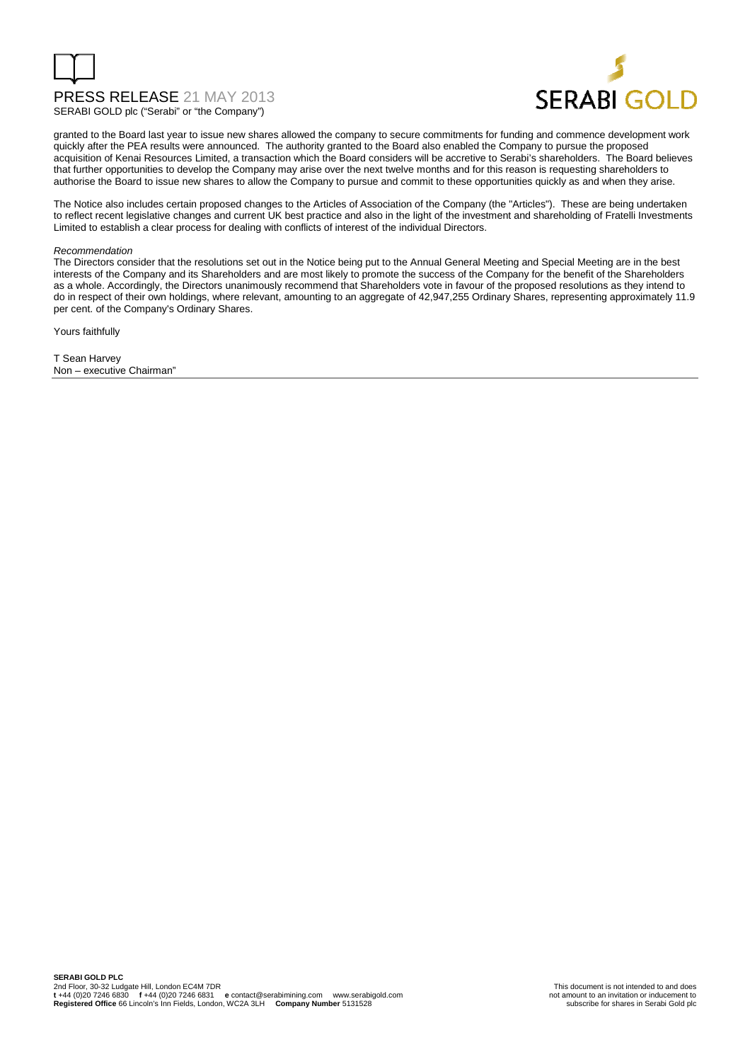granted to the Board last year to issue new shares allowed the company to secure commitments for funding and commence development work quickly after the PEA results were announced. The authority granted to the Board also enabled the Company to pursue the proposed acquisition of Kenai Resources Limited, a transaction which the Board considers will be accretive to Serabi's shareholders. The Board believes that further opportunities to develop the Company may arise over the next twelve months and for this reason is requesting shareholders to authorise the Board to issue new shares to allow the Company to pursue and commit to these opportunities quickly as and when they arise.

The Notice also includes certain proposed changes to the Articles of Association of the Company (the "Articles"). These are being undertaken to reflect recent legislative changes and current UK best practice and also in the light of the investment and shareholding of Fratelli Investments Limited to establish a clear process for dealing with conflicts of interest of the individual Directors.

*Recommendation*

The Directors consider that the resolutions set out in the Notice being put to the Annual General Meeting and Special Meeting are in the best interests of the Company and its Shareholders and are most likely to promote the success of the Company for the benefit of the Shareholders as a whole. Accordingly, the Directors unanimously recommend that Shareholders vote in favour of the proposed resolutions as they intend to do in respect of their own holdings, where relevant, amounting to an aggregate of 42,947,255 Ordinary Shares, representing approximately 11.9 per cent. of the Company's Ordinary Shares.

Yours faithfully

T Sean Harvey
Non – executive Chairman"

**SERABI GOLD PLC**
2nd Floor, 30-32 Ludgate Hill, London EC4M 7DR
**t** +44 (0)20 7246 6830 **f** +44 (0)20 7246 6831 **e** contact@serabimining.com www.serabigold.com
**Registered Office** 66 Lincoln's Inn Fields, London, WC2A 3LH **Company Number** 5131528

This document is not intended to and does not amount to an invitation or inducement to subscribe for shares in Serabi Gold plc